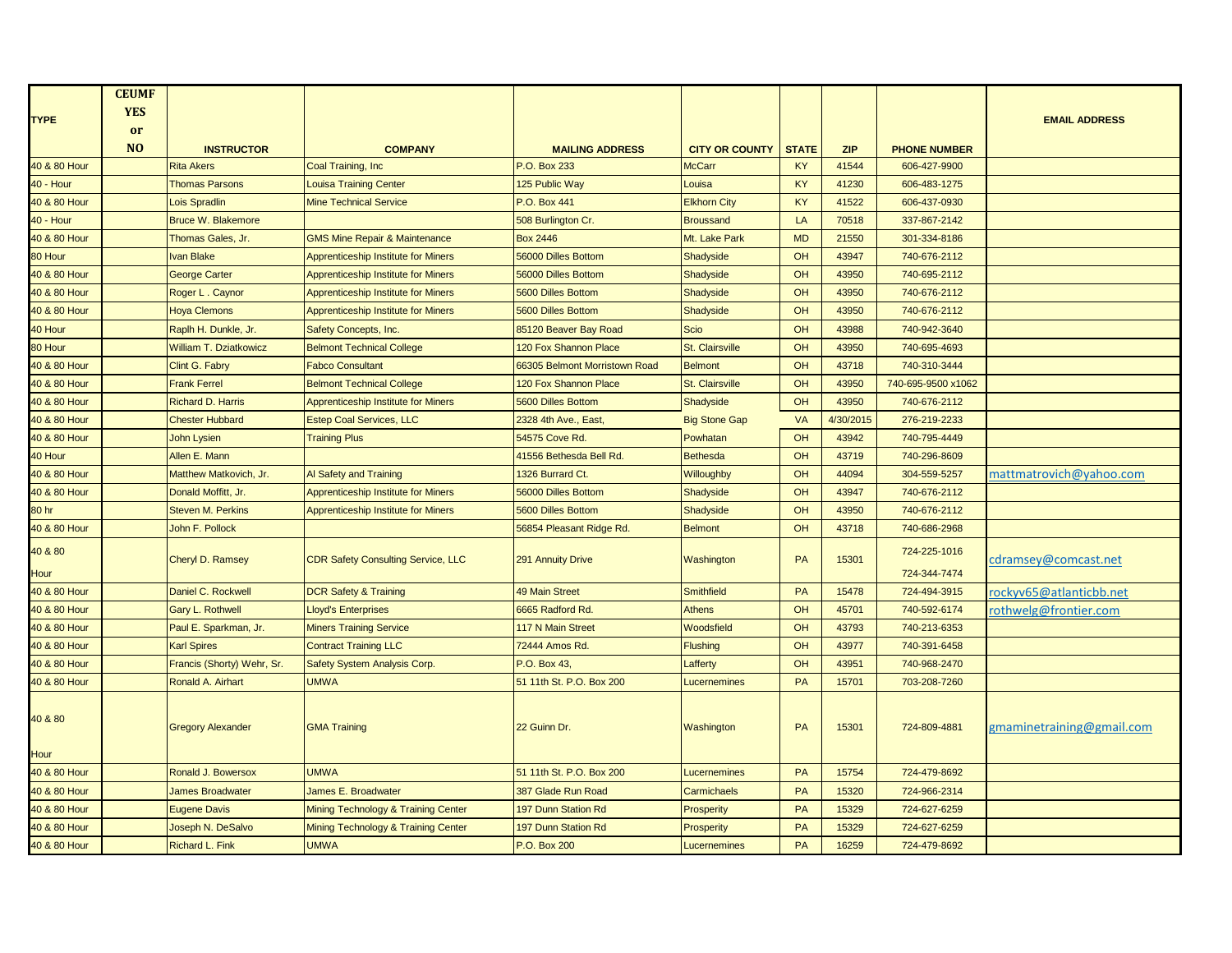| TYPE | CEUMF YES or NO | INSTRUCTOR | COMPANY | MAILING ADDRESS | CITY OR COUNTY | STATE | ZIP | PHONE NUMBER | EMAIL ADDRESS |
|---|---|---|---|---|---|---|---|---|---|
| 40 & 80 Hour | | Rita Akers | Coal Training, Inc | P.O. Box 233 | McCarr | KY | 41544 | 606-427-9900 | |
| 40 - Hour | | Thomas Parsons | Louisa Training Center | 125 Public Way | Louisa | KY | 41230 | 606-483-1275 | |
| 40 & 80 Hour | | Lois Spradlin | Mine Technical Service | P.O. Box 441 | Elkhorn City | KY | 41522 | 606-437-0930 | |
| 40 - Hour | | Bruce W. Blakemore | | 508 Burlington Cr. | Broussand | LA | 70518 | 337-867-2142 | |
| 40 & 80 Hour | | Thomas Gales, Jr. | GMS Mine Repair & Maintenance | Box 2446 | Mt. Lake Park | MD | 21550 | 301-334-8186 | |
| 80 Hour | | Ivan Blake | Apprenticeship Institute for Miners | 56000 Dilles Bottom | Shadyside | OH | 43947 | 740-676-2112 | |
| 40 & 80 Hour | | George Carter | Apprenticeship Institute for Miners | 56000 Dilles Bottom | Shadyside | OH | 43950 | 740-695-2112 | |
| 40 & 80 Hour | | Roger L . Caynor | Apprenticeship Institute for Miners | 5600 Dilles Bottom | Shadyside | OH | 43950 | 740-676-2112 | |
| 40 & 80 Hour | | Hoya Clemons | Apprenticeship Institute for Miners | 5600 Dilles Bottom | Shadyside | OH | 43950 | 740-676-2112 | |
| 40 Hour | | Raplh H. Dunkle, Jr. | Safety Concepts, Inc. | 85120 Beaver Bay Road | Scio | OH | 43988 | 740-942-3640 | |
| 80 Hour | | William T. Dziatkowicz | Belmont Technical College | 120 Fox Shannon Place | St. Clairsville | OH | 43950 | 740-695-4693 | |
| 40 & 80 Hour | | Clint G. Fabry | Fabco Consultant | 66305 Belmont Morristown Road | Belmont | OH | 43718 | 740-310-3444 | |
| 40 & 80 Hour | | Frank Ferrel | Belmont Technical College | 120 Fox Shannon Place | St. Clairsville | OH | 43950 | 740-695-9500 x1062 | |
| 40 & 80 Hour | | Richard D. Harris | Apprenticeship Institute for Miners | 5600 Dilles Bottom | Shadyside | OH | 43950 | 740-676-2112 | |
| 40 & 80 Hour | | Chester Hubbard | Estep Coal Services, LLC | 2328 4th Ave., East, | Big Stone Gap | VA | 4/30/2015 | 276-219-2233 | |
| 40 & 80 Hour | | John Lysien | Training Plus | 54575 Cove Rd. | Powhatan | OH | 43942 | 740-795-4449 | |
| 40 Hour | | Allen E. Mann | | 41556 Bethesda Bell Rd. | Bethesda | OH | 43719 | 740-296-8609 | |
| 40 & 80 Hour | | Matthew Matkovich, Jr. | Al Safety and Training | 1326 Burrard Ct. | Willoughby | OH | 44094 | 304-559-5257 | mattmatrovich@yahoo.com |
| 40 & 80 Hour | | Donald Moffitt, Jr. | Apprenticeship Institute for Miners | 56000 Dilles Bottom | Shadyside | OH | 43947 | 740-676-2112 | |
| 80 hr | | Steven M. Perkins | Apprenticeship Institute for Miners | 5600 Dilles Bottom | Shadyside | OH | 43950 | 740-676-2112 | |
| 40 & 80 Hour | | John F. Pollock | | 56854 Pleasant Ridge Rd. | Belmont | OH | 43718 | 740-686-2968 | |
| 40 & 80 Hour | | Cheryl D. Ramsey | CDR Safety Consulting Service, LLC | 291 Annuity Drive | Washington | PA | 15301 | 724-225-1016 724-344-7474 | cdramsey@comcast.net |
| 40 & 80 Hour | | Daniel C. Rockwell | DCR Safety & Training | 49 Main Street | Smithfield | PA | 15478 | 724-494-3915 | rockyv65@atlanticbb.net |
| 40 & 80 Hour | | Gary L. Rothwell | Lloyd's Enterprises | 6665 Radford Rd. | Athens | OH | 45701 | 740-592-6174 | rothwelg@frontier.com |
| 40 & 80 Hour | | Paul E. Sparkman, Jr. | Miners Training Service | 117 N Main Street | Woodsfield | OH | 43793 | 740-213-6353 | |
| 40 & 80 Hour | | Karl Spires | Contract Training LLC | 72444 Amos Rd. | Flushing | OH | 43977 | 740-391-6458 | |
| 40 & 80 Hour | | Francis (Shorty) Wehr, Sr. | Safety System Analysis Corp. | P.O. Box 43, | Lafferty | OH | 43951 | 740-968-2470 | |
| 40 & 80 Hour | | Ronald A. Airhart | UMWA | 51 11th St. P.O. Box 200 | Lucernemines | PA | 15701 | 703-208-7260 | |
| 40 & 80 Hour | | Gregory Alexander | GMA Training | 22 Guinn Dr. | Washington | PA | 15301 | 724-809-4881 | gmaminetraining@gmail.com |
| 40 & 80 Hour | | Ronald J. Bowersox | UMWA | 51 11th St. P.O. Box 200 | Lucernemines | PA | 15754 | 724-479-8692 | |
| 40 & 80 Hour | | James Broadwater | James E. Broadwater | 387 Glade Run Road | Carmichaels | PA | 15320 | 724-966-2314 | |
| 40 & 80 Hour | | Eugene Davis | Mining Technology & Training Center | 197 Dunn Station Rd | Prosperity | PA | 15329 | 724-627-6259 | |
| 40 & 80 Hour | | Joseph N. DeSalvo | Mining Technology & Training Center | 197 Dunn Station Rd | Prosperity | PA | 15329 | 724-627-6259 | |
| 40 & 80 Hour | | Richard L. Fink | UMWA | P.O. Box 200 | Lucernemines | PA | 16259 | 724-479-8692 | |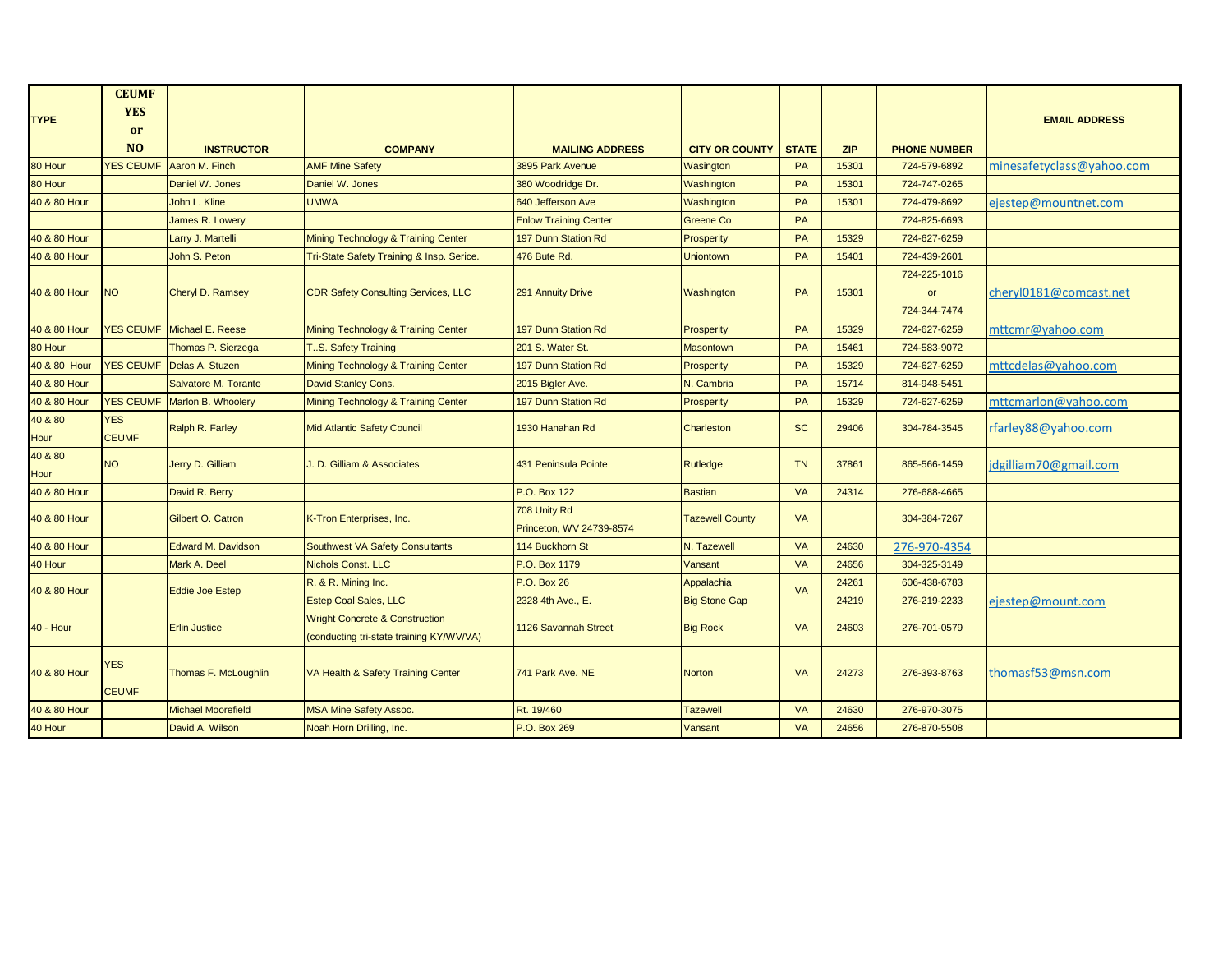| TYPE | CEUMF YES or NO | INSTRUCTOR | COMPANY | MAILING ADDRESS | CITY OR COUNTY | STATE | ZIP | PHONE NUMBER | EMAIL ADDRESS |
|---|---|---|---|---|---|---|---|---|---|
| 80 Hour | YES CEUMF | Aaron M. Finch | AMF Mine Safety | 3895 Park Avenue | Wasington | PA | 15301 | 724-579-6892 | minesafetyclass@yahoo.com |
| 80 Hour | | Daniel W. Jones | Daniel W. Jones | 380 Woodridge Dr. | Washington | PA | 15301 | 724-747-0265 | |
| 40 & 80 Hour | | John L. Kline | UMWA | 640 Jefferson Ave | Washington | PA | 15301 | 724-479-8692 | ejestep@mountnet.com |
| | | James R. Lowery | | Enlow Training Center | Greene Co | PA | | 724-825-6693 | |
| 40 & 80 Hour | | Larry J. Martelli | Mining Technology & Training Center | 197 Dunn Station Rd | Prosperity | PA | 15329 | 724-627-6259 | |
| 40 & 80 Hour | | John S. Peton | Tri-State Safety Training & Insp. Serice. | 476 Bute Rd. | Uniontown | PA | 15401 | 724-439-2601 | |
| 40 & 80 Hour | NO | Cheryl D. Ramsey | CDR Safety Consulting Services, LLC | 291 Annuity Drive | Washington | PA | 15301 | 724-225-1016 or 724-344-7474 | cheryl0181@comcast.net |
| 40 & 80 Hour | YES CEUMF | Michael E. Reese | Mining Technology & Training Center | 197 Dunn Station Rd | Prosperity | PA | 15329 | 724-627-6259 | mttcmr@yahoo.com |
| 80 Hour | | Thomas P. Sierzega | T..S. Safety Training | 201 S. Water St. | Masontown | PA | 15461 | 724-583-9072 | |
| 40 & 80 Hour | YES CEUMF | Delas A. Stuzen | Mining Technology & Training Center | 197 Dunn Station Rd | Prosperity | PA | 15329 | 724-627-6259 | mttcdelas@yahoo.com |
| 40 & 80 Hour | | Salvatore M. Toranto | David Stanley Cons. | 2015 Bigler Ave. | N. Cambria | PA | 15714 | 814-948-5451 | |
| 40 & 80 Hour | YES CEUMF | Marlon B. Whoolery | Mining Technology & Training Center | 197 Dunn Station Rd | Prosperity | PA | 15329 | 724-627-6259 | mttcmarlon@yahoo.com |
| 40 & 80 Hour | YES CEUMF | Ralph R. Farley | Mid Atlantic Safety Council | 1930 Hanahan Rd | Charleston | SC | 29406 | 304-784-3545 | rfarley88@yahoo.com |
| 40 & 80 Hour | NO | Jerry D. Gilliam | J. D. Gilliam & Associates | 431 Peninsula Pointe | Rutledge | TN | 37861 | 865-566-1459 | jdgilliam70@gmail.com |
| 40 & 80 Hour | | David R. Berry | | P.O. Box 122 | Bastian | VA | 24314 | 276-688-4665 | |
| 40 & 80 Hour | | Gilbert O. Catron | K-Tron Enterprises, Inc. | 708 Unity Rd Princeton, WV 24739-8574 | Tazewell County | VA | | 304-384-7267 | |
| 40 & 80 Hour | | Edward M. Davidson | Southwest VA Safety Consultants | 114 Buckhorn St | N. Tazewell | VA | 24630 | 276-970-4354 | |
| 40 Hour | | Mark A. Deel | Nichols Const. LLC | P.O. Box 1179 | Vansant | VA | 24656 | 304-325-3149 | |
| 40 & 80 Hour | | Eddie Joe Estep | R. & R. Mining Inc. Estep Coal Sales, LLC | P.O. Box 26 2328 4th Ave., E. | Appalachia Big Stone Gap | VA | 24261 24219 | 606-438-6783 276-219-2233 | ejestep@mount.com |
| 40 - Hour | | Erlin Justice | Wright Concrete & Construction (conducting tri-state training KY/WV/VA) | 1126 Savannah Street | Big Rock | VA | 24603 | 276-701-0579 | |
| 40 & 80 Hour | YES CEUMF | Thomas F. McLoughlin | VA Health & Safety Training Center | 741 Park Ave. NE | Norton | VA | 24273 | 276-393-8763 | thomasf53@msn.com |
| 40 & 80 Hour | | Michael Moorefield | MSA Mine Safety Assoc. | Rt. 19/460 | Tazewell | VA | 24630 | 276-970-3075 | |
| 40 Hour | | David A. Wilson | Noah Horn Drilling, Inc. | P.O. Box 269 | Vansant | VA | 24656 | 276-870-5508 | |